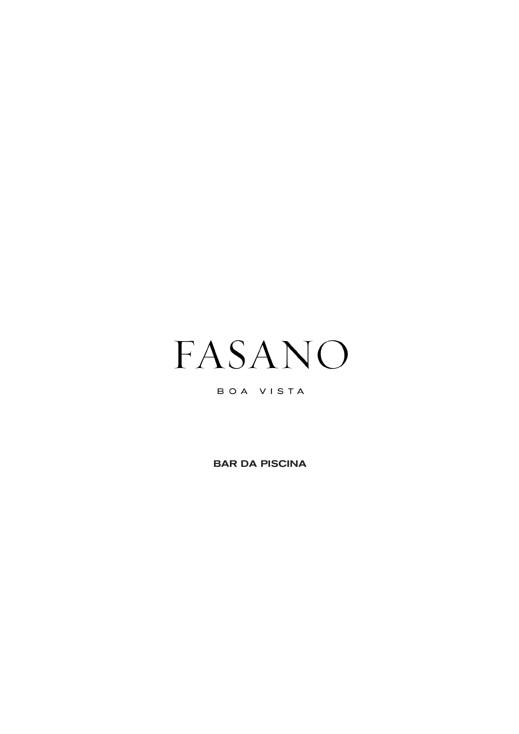# FASANO

BOA VISTA

**BAR DA PISCINA**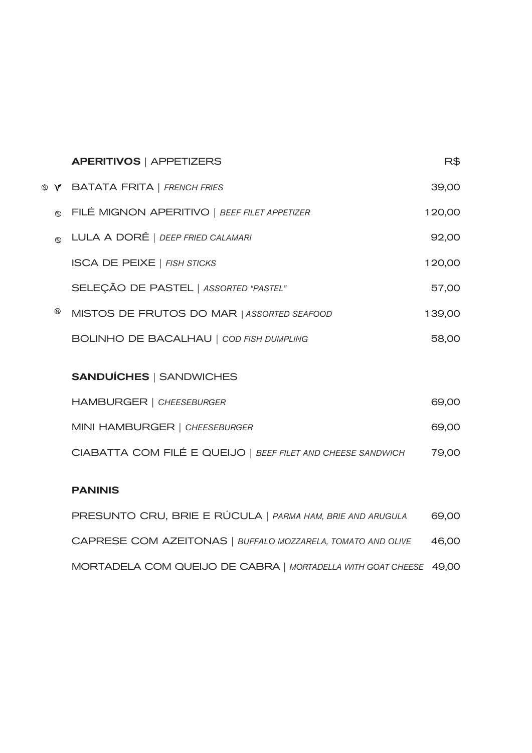## **APERITIVOS** | APPETIZERS

| | | R$ |
|---|---|---|
| Ⓢ Ⓥ | BATATA FRITA \| *FRENCH FRIES* | 39,00 |
| Ⓢ | FILÉ MIGNON APERITIVO \| *BEEF FILET APPETIZER* | 120,00 |
| Ⓢ | LULA A DORÊ \| *DEEP FRIED CALAMARI* | 92,00 |
| | ISCA DE PEIXE \| *FISH STICKS* | 120,00 |
| | SELEÇÃO DE PASTEL \| *ASSORTED "PASTEL"* | 57,00 |
| Ⓢ | MISTOS DE FRUTOS DO MAR \| *ASSORTED SEAFOOD* | 139,00 |
| | BOLINHO DE BACALHAU \| *COD FISH DUMPLING* | 58,00 |

## **SANDUÍCHES** | SANDWICHES

| | |
|---|---|
| HAMBURGER \| *CHEESEBURGER* | 69,00 |
| MINI HAMBURGER \| *CHEESEBURGER* | 69,00 |
| CIABATTA COM FILÉ E QUEIJO \| *BEEF FILET AND CHEESE SANDWICH* | 79,00 |

## **PANINIS**

| | |
|---|---|
| PRESUNTO CRU, BRIE E RÚCULA \| *PARMA HAM, BRIE AND ARUGULA* | 69,00 |
| CAPRESE COM AZEITONAS \| *BUFFALO MOZZARELA, TOMATO AND OLIVE* | 46,00 |
| MORTADELA COM QUEIJO DE CABRA \| *MORTADELLA WITH GOAT CHEESE* | 49,00 |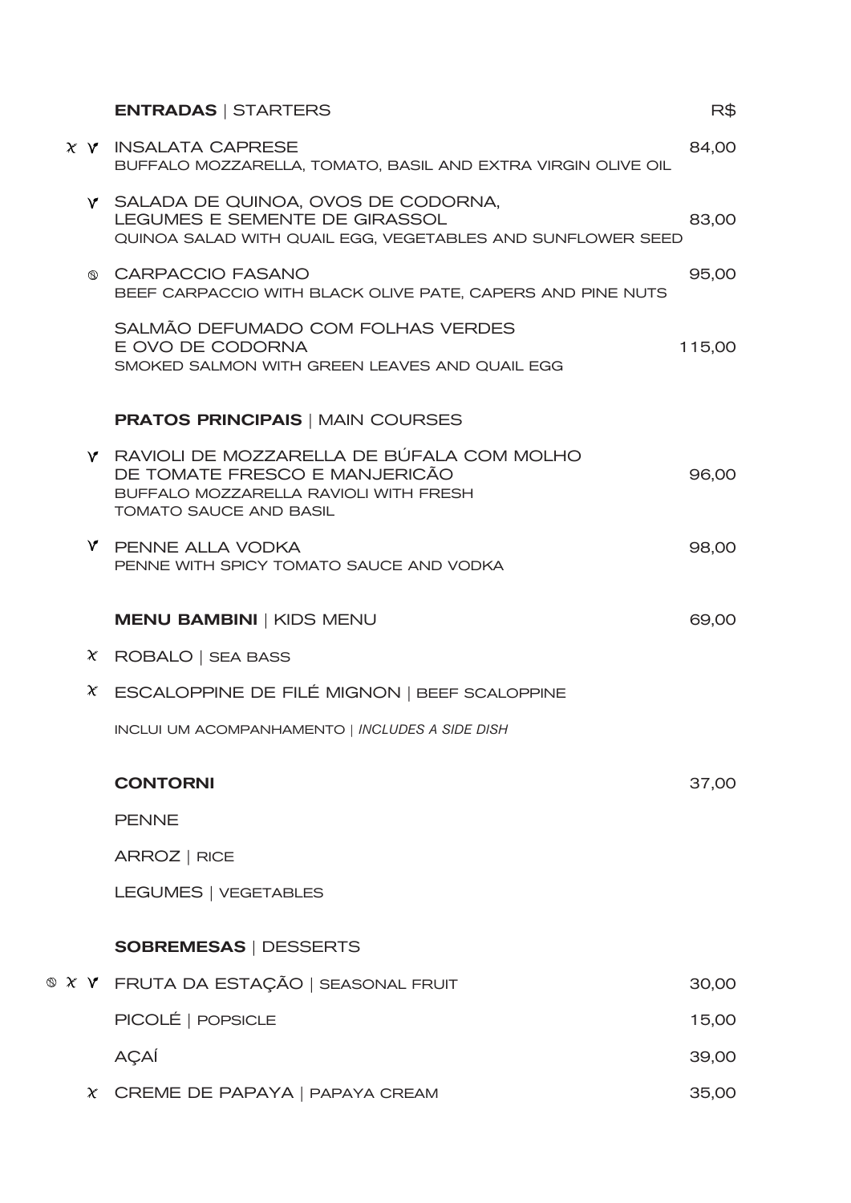## **ENTRADAS** | STARTERS

R$

𝓍 Ɣ INSALATA CAPRESE — 84,00
BUFFALO MOZZARELLA, TOMATO, BASIL AND EXTRA VIRGIN OLIVE OIL

Ɣ SALADA DE QUINOA, OVOS DE CODORNA, LEGUMES E SEMENTE DE GIRASSOL — 83,00
QUINOA SALAD WITH QUAIL EGG, VEGETABLES AND SUNFLOWER SEED

⊗ CARPACCIO FASANO — 95,00
BEEF CARPACCIO WITH BLACK OLIVE PATE, CAPERS AND PINE NUTS

SALMÃO DEFUMADO COM FOLHAS VERDES E OVO DE CODORNA — 115,00
SMOKED SALMON WITH GREEN LEAVES AND QUAIL EGG

## **PRATOS PRINCIPAIS** | MAIN COURSES

Ɣ RAVIOLI DE MOZZARELLA DE BÚFALA COM MOLHO DE TOMATE FRESCO E MANJERICÃO — 96,00
BUFFALO MOZZARELLA RAVIOLI WITH FRESH TOMATO SAUCE AND BASIL

Ɣ PENNE ALLA VODKA — 98,00
PENNE WITH SPICY TOMATO SAUCE AND VODKA

## **MENU BAMBINI** | KIDS MENU — 69,00

𝓍 ROBALO | SEA BASS

𝓍 ESCALOPPINE DE FILÉ MIGNON | BEEF SCALOPPINE

INCLUI UM ACOMPANHAMENTO | *INCLUDES A SIDE DISH*

## **CONTORNI** — 37,00

PENNE

ARROZ | RICE

LEGUMES | VEGETABLES

## **SOBREMESAS** | DESSERTS

⊗ 𝓍 Ɣ FRUTA DA ESTAÇÃO | SEASONAL FRUIT — 30,00

PICOLÉ | POPSICLE — 15,00

AÇAÍ — 39,00

𝓍 CREME DE PAPAYA | PAPAYA CREAM — 35,00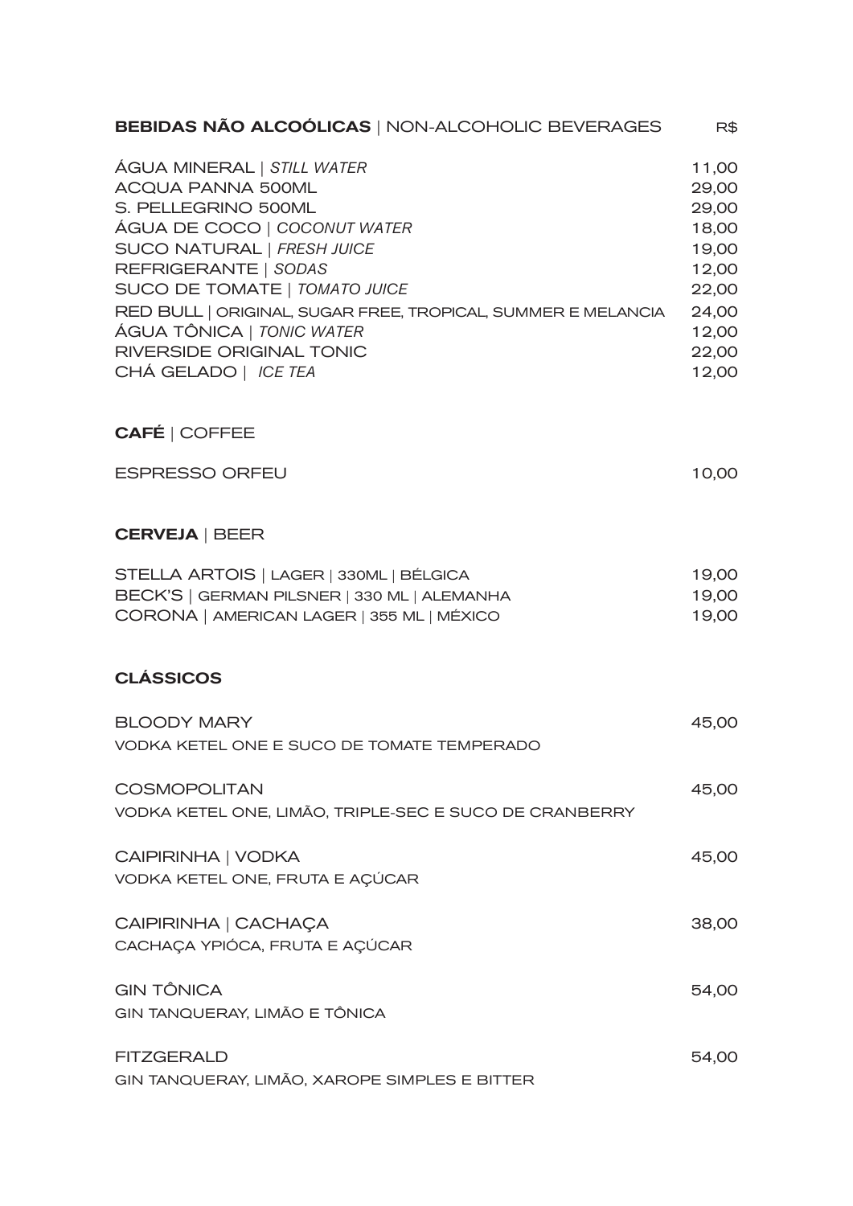## **BEBIDAS NÃO ALCOÓLICAS** | NON-ALCOHOLIC BEVERAGES

| | R$ |
|---|---|
| ÁGUA MINERAL \| *STILL WATER* | 11,00 |
| ACQUA PANNA 500ML | 29,00 |
| S. PELLEGRINO 500ML | 29,00 |
| ÁGUA DE COCO \| *COCONUT WATER* | 18,00 |
| SUCO NATURAL \| *FRESH JUICE* | 19,00 |
| REFRIGERANTE \| *SODAS* | 12,00 |
| SUCO DE TOMATE \| *TOMATO JUICE* | 22,00 |
| RED BULL \| ORIGINAL, SUGAR FREE, TROPICAL, SUMMER E MELANCIA | 24,00 |
| ÁGUA TÔNICA \| *TONIC WATER* | 12,00 |
| RIVERSIDE ORIGINAL TONIC | 22,00 |
| CHÁ GELADO \| *ICE TEA* | 12,00 |

## **CAFÉ** | COFFEE

| | |
|---|---|
| ESPRESSO ORFEU | 10,00 |

## **CERVEJA** | BEER

| | |
|---|---|
| STELLA ARTOIS \| LAGER \| 330ML \| BÉLGICA | 19,00 |
| BECK'S \| GERMAN PILSNER \| 330 ML \| ALEMANHA | 19,00 |
| CORONA \| AMERICAN LAGER \| 355 ML \| MÉXICO | 19,00 |

## **CLÁSSICOS**

BLOODY MARY — 45,00
VODKA KETEL ONE E SUCO DE TOMATE TEMPERADO

COSMOPOLITAN — 45,00
VODKA KETEL ONE, LIMÃO, TRIPLE-SEC E SUCO DE CRANBERRY

CAIPIRINHA | VODKA — 45,00
VODKA KETEL ONE, FRUTA E AÇÚCAR

CAIPIRINHA | CACHAÇA — 38,00
CACHAÇA YPIÓCA, FRUTA E AÇÚCAR

GIN TÔNICA — 54,00
GIN TANQUERAY, LIMÃO E TÔNICA

FITZGERALD — 54,00
GIN TANQUERAY, LIMÃO, XAROPE SIMPLES E BITTER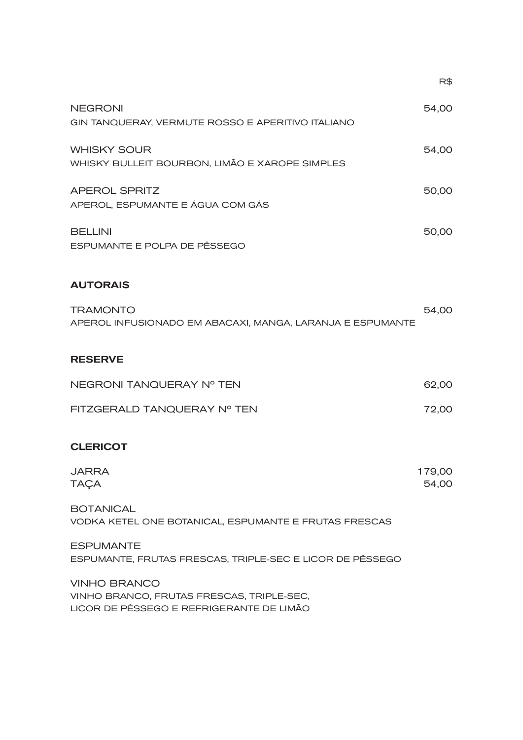R$

**NEGRONI** — 54,00
GIN TANQUERAY, VERMUTE ROSSO E APERITIVO ITALIANO

**WHISKY SOUR** — 54,00
WHISKY BULLEIT BOURBON, LIMÃO E XAROPE SIMPLES

**APEROL SPRITZ** — 50,00
APEROL, ESPUMANTE E ÁGUA COM GÁS

**BELLINI** — 50,00
ESPUMANTE E POLPA DE PÊSSEGO

## AUTORAIS

**TRAMONTO** — 54,00
APEROL INFUSIONADO EM ABACAXI, MANGA, LARANJA E ESPUMANTE

## RESERVE

NEGRONI TANQUERAY Nº TEN — 62,00

FITZGERALD TANQUERAY Nº TEN — 72,00

## CLERICOT

JARRA — 179,00
TAÇA — 54,00

**BOTANICAL**
VODKA KETEL ONE BOTANICAL, ESPUMANTE E FRUTAS FRESCAS

**ESPUMANTE**
ESPUMANTE, FRUTAS FRESCAS, TRIPLE-SEC E LICOR DE PÊSSEGO

**VINHO BRANCO**
VINHO BRANCO, FRUTAS FRESCAS, TRIPLE-SEC,
LICOR DE PÊSSEGO E REFRIGERANTE DE LIMÃO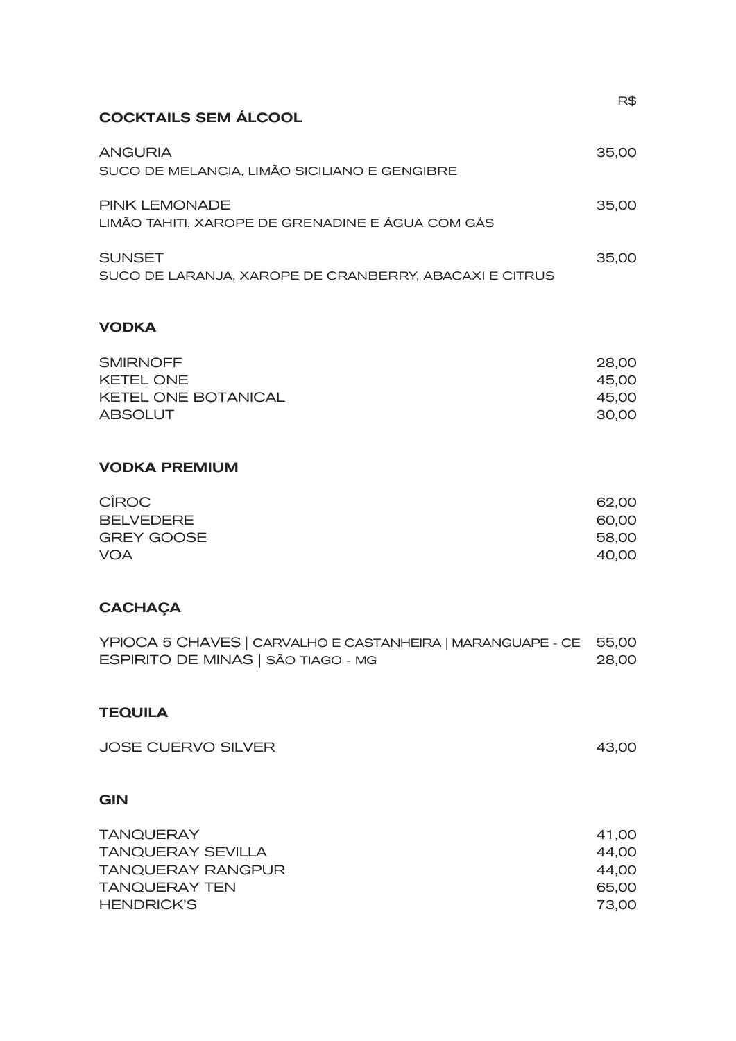R$

## COCKTAILS SEM ÁLCOOL

| | |
|---|---|
| ANGURIA<br>SUCO DE MELANCIA, LIMÃO SICILIANO E GENGIBRE | 35,00 |
| PINK LEMONADE<br>LIMÃO TAHITI, XAROPE DE GRENADINE E ÁGUA COM GÁS | 35,00 |
| SUNSET<br>SUCO DE LARANJA, XAROPE DE CRANBERRY, ABACAXI E CITRUS | 35,00 |

## VODKA

| | |
|---|---|
| SMIRNOFF | 28,00 |
| KETEL ONE | 45,00 |
| KETEL ONE BOTANICAL | 45,00 |
| ABSOLUT | 30,00 |

## VODKA PREMIUM

| | |
|---|---|
| CÎROC | 62,00 |
| BELVEDERE | 60,00 |
| GREY GOOSE | 58,00 |
| VOA | 40,00 |

## CACHAÇA

| | |
|---|---|
| YPIOCA 5 CHAVES \| CARVALHO E CASTANHEIRA \| MARANGUAPE - CE | 55,00 |
| ESPIRITO DE MINAS \| SÃO TIAGO - MG | 28,00 |

## TEQUILA

| | |
|---|---|
| JOSE CUERVO SILVER | 43,00 |

## GIN

| | |
|---|---|
| TANQUERAY | 41,00 |
| TANQUERAY SEVILLA | 44,00 |
| TANQUERAY RANGPUR | 44,00 |
| TANQUERAY TEN | 65,00 |
| HENDRICK'S | 73,00 |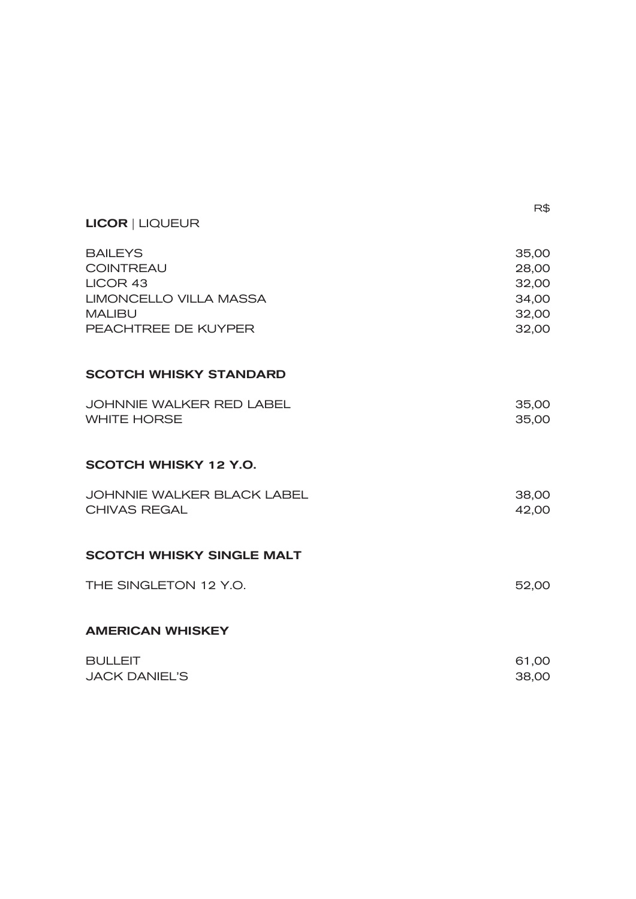| **LICOR** \| LIQUEUR | R$ |
| --- | --- |
| BAILEYS | 35,00 |
| COINTREAU | 28,00 |
| LICOR 43 | 32,00 |
| LIMONCELLO VILLA MASSA | 34,00 |
| MALIBU | 32,00 |
| PEACHTREE DE KUYPER | 32,00 |

## SCOTCH WHISKY STANDARD

| | |
| --- | --- |
| JOHNNIE WALKER RED LABEL | 35,00 |
| WHITE HORSE | 35,00 |

## SCOTCH WHISKY 12 Y.O.

| | |
| --- | --- |
| JOHNNIE WALKER BLACK LABEL | 38,00 |
| CHIVAS REGAL | 42,00 |

## SCOTCH WHISKY SINGLE MALT

| | |
| --- | --- |
| THE SINGLETON 12 Y.O. | 52,00 |

## AMERICAN WHISKEY

| | |
| --- | --- |
| BULLEIT | 61,00 |
| JACK DANIEL'S | 38,00 |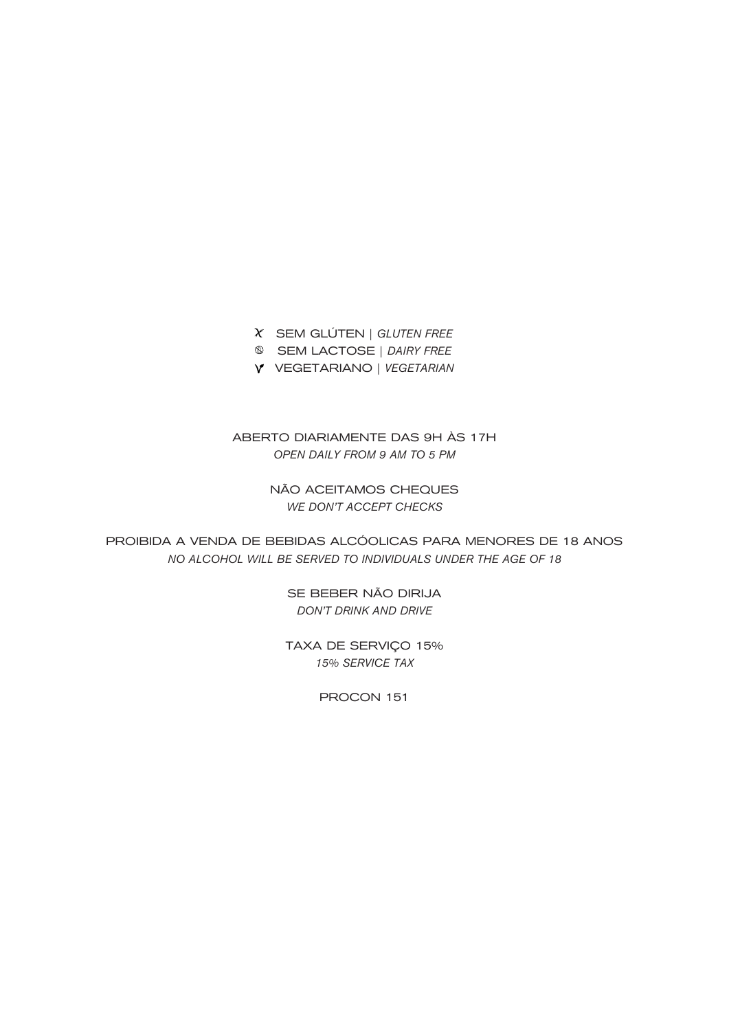𝓍 SEM GLÚTEN | *GLUTEN FREE*
Ⓢ SEM LACTOSE | *DAIRY FREE*
V VEGETARIANO | *VEGETARIAN*

ABERTO DIARIAMENTE DAS 9H ÀS 17H
*OPEN DAILY FROM 9 AM TO 5 PM*

NÃO ACEITAMOS CHEQUES
*WE DON'T ACCEPT CHECKS*

PROIBIDA A VENDA DE BEBIDAS ALCÓOLICAS PARA MENORES DE 18 ANOS
*NO ALCOHOL WILL BE SERVED TO INDIVIDUALS UNDER THE AGE OF 18*

SE BEBER NÃO DIRIJA
*DON'T DRINK AND DRIVE*

TAXA DE SERVIÇO 15%
*15% SERVICE TAX*

PROCON 151